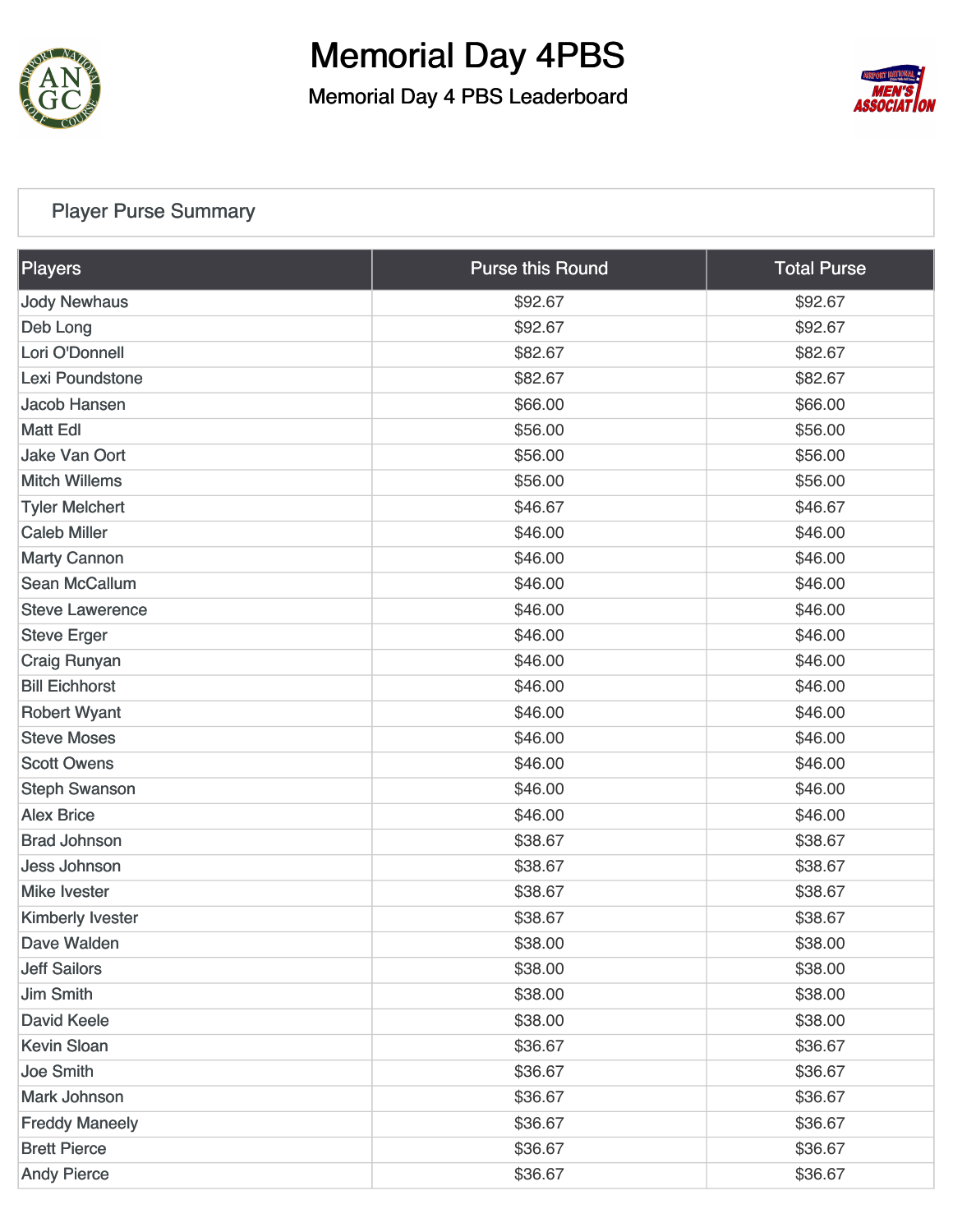# Memorial Day 4PBS

## Memorial Day 4 PBS Leaderboard

### Player Purse Summary

| Players | Purse this Round | Total Purse |
|---|---|---|
| Jody Newhaus | $92.67 | $92.67 |
| Deb Long | $92.67 | $92.67 |
| Lori O'Donnell | $82.67 | $82.67 |
| Lexi Poundstone | $82.67 | $82.67 |
| Jacob Hansen | $66.00 | $66.00 |
| Matt Edl | $56.00 | $56.00 |
| Jake Van Oort | $56.00 | $56.00 |
| Mitch Willems | $56.00 | $56.00 |
| Tyler Melchert | $46.67 | $46.67 |
| Caleb Miller | $46.00 | $46.00 |
| Marty Cannon | $46.00 | $46.00 |
| Sean McCallum | $46.00 | $46.00 |
| Steve Lawerence | $46.00 | $46.00 |
| Steve Erger | $46.00 | $46.00 |
| Craig Runyan | $46.00 | $46.00 |
| Bill Eichhorst | $46.00 | $46.00 |
| Robert Wyant | $46.00 | $46.00 |
| Steve Moses | $46.00 | $46.00 |
| Scott Owens | $46.00 | $46.00 |
| Steph Swanson | $46.00 | $46.00 |
| Alex Brice | $46.00 | $46.00 |
| Brad Johnson | $38.67 | $38.67 |
| Jess Johnson | $38.67 | $38.67 |
| Mike Ivester | $38.67 | $38.67 |
| Kimberly Ivester | $38.67 | $38.67 |
| Dave Walden | $38.00 | $38.00 |
| Jeff Sailors | $38.00 | $38.00 |
| Jim Smith | $38.00 | $38.00 |
| David Keele | $38.00 | $38.00 |
| Kevin Sloan | $36.67 | $36.67 |
| Joe Smith | $36.67 | $36.67 |
| Mark Johnson | $36.67 | $36.67 |
| Freddy Maneely | $36.67 | $36.67 |
| Brett Pierce | $36.67 | $36.67 |
| Andy Pierce | $36.67 | $36.67 |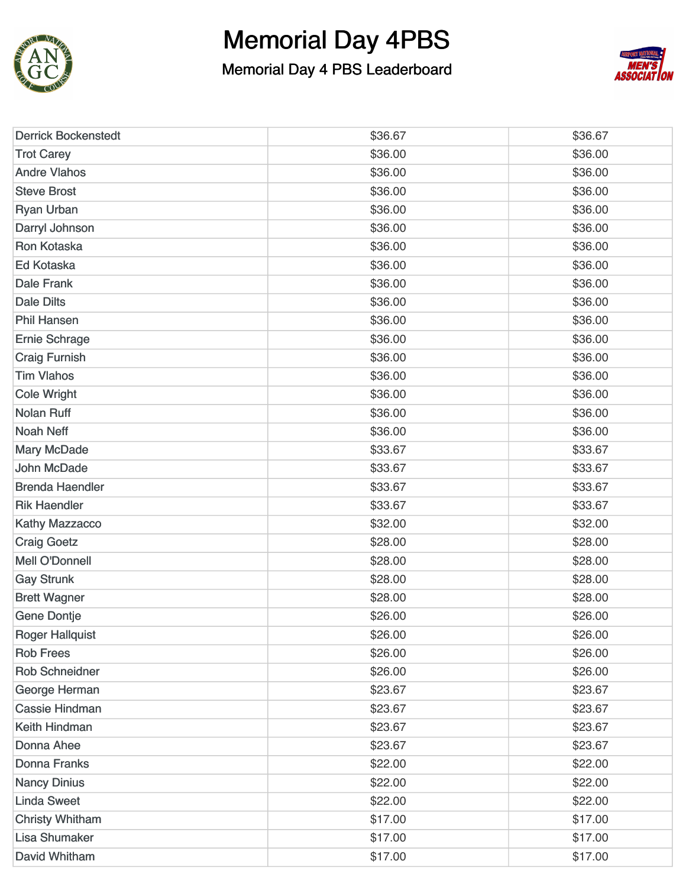# Memorial Day 4PBS

## Memorial Day 4 PBS Leaderboard

| | | |
|---|---|---|
| Derrick Bockenstedt | $36.67 | $36.67 |
| Trot Carey | $36.00 | $36.00 |
| Andre Vlahos | $36.00 | $36.00 |
| Steve Brost | $36.00 | $36.00 |
| Ryan Urban | $36.00 | $36.00 |
| Darryl Johnson | $36.00 | $36.00 |
| Ron Kotaska | $36.00 | $36.00 |
| Ed Kotaska | $36.00 | $36.00 |
| Dale Frank | $36.00 | $36.00 |
| Dale Dilts | $36.00 | $36.00 |
| Phil Hansen | $36.00 | $36.00 |
| Ernie Schrage | $36.00 | $36.00 |
| Craig Furnish | $36.00 | $36.00 |
| Tim Vlahos | $36.00 | $36.00 |
| Cole Wright | $36.00 | $36.00 |
| Nolan Ruff | $36.00 | $36.00 |
| Noah Neff | $36.00 | $36.00 |
| Mary McDade | $33.67 | $33.67 |
| John McDade | $33.67 | $33.67 |
| Brenda Haendler | $33.67 | $33.67 |
| Rik Haendler | $33.67 | $33.67 |
| Kathy Mazzacco | $32.00 | $32.00 |
| Craig Goetz | $28.00 | $28.00 |
| Mell O'Donnell | $28.00 | $28.00 |
| Gay Strunk | $28.00 | $28.00 |
| Brett Wagner | $28.00 | $28.00 |
| Gene Dontje | $26.00 | $26.00 |
| Roger Hallquist | $26.00 | $26.00 |
| Rob Frees | $26.00 | $26.00 |
| Rob Schneidner | $26.00 | $26.00 |
| George Herman | $23.67 | $23.67 |
| Cassie Hindman | $23.67 | $23.67 |
| Keith Hindman | $23.67 | $23.67 |
| Donna Ahee | $23.67 | $23.67 |
| Donna Franks | $22.00 | $22.00 |
| Nancy Dinius | $22.00 | $22.00 |
| Linda Sweet | $22.00 | $22.00 |
| Christy Whitham | $17.00 | $17.00 |
| Lisa Shumaker | $17.00 | $17.00 |
| David Whitham | $17.00 | $17.00 |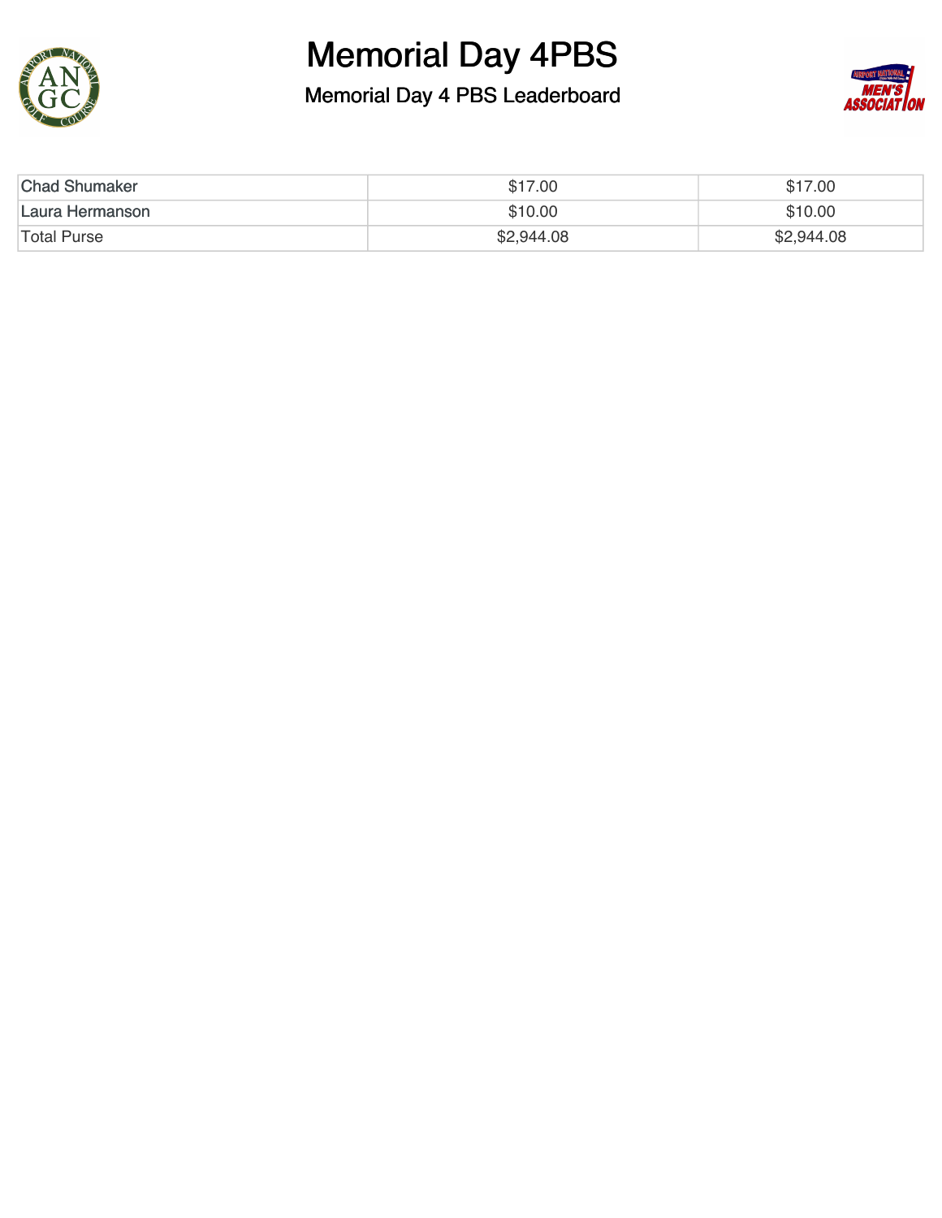# Memorial Day 4PBS

## Memorial Day 4 PBS Leaderboard

| | | |
|---|---|---|
| Chad Shumaker | $17.00 | $17.00 |
| Laura Hermanson | $10.00 | $10.00 |
| Total Purse | $2,944.08 | $2,944.08 |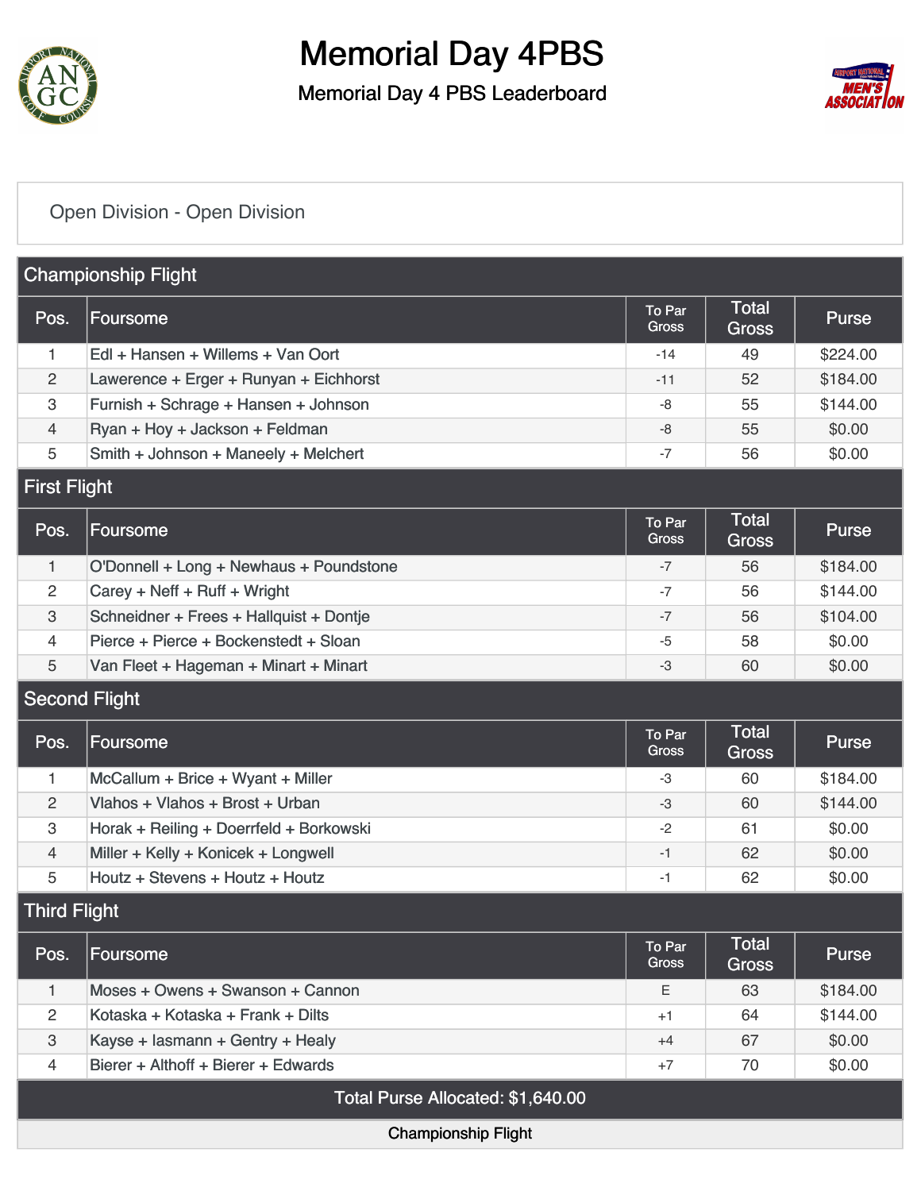# Memorial Day 4PBS

## Memorial Day 4 PBS Leaderboard

Open Division - Open Division

### Championship Flight

| Pos. | Foursome | To Par Gross | Total Gross | Purse |
|---|---|---|---|---|
| 1 | Edl + Hansen + Willems + Van Oort | -14 | 49 | $224.00 |
| 2 | Lawerence + Erger + Runyan + Eichhorst | -11 | 52 | $184.00 |
| 3 | Furnish + Schrage + Hansen + Johnson | -8 | 55 | $144.00 |
| 4 | Ryan + Hoy + Jackson + Feldman | -8 | 55 | $0.00 |
| 5 | Smith + Johnson + Maneely + Melchert | -7 | 56 | $0.00 |

### First Flight

| Pos. | Foursome | To Par Gross | Total Gross | Purse |
|---|---|---|---|---|
| 1 | O'Donnell + Long + Newhaus + Poundstone | -7 | 56 | $184.00 |
| 2 | Carey + Neff + Ruff + Wright | -7 | 56 | $144.00 |
| 3 | Schneidner + Frees + Hallquist + Dontje | -7 | 56 | $104.00 |
| 4 | Pierce + Pierce + Bockenstedt + Sloan | -5 | 58 | $0.00 |
| 5 | Van Fleet + Hageman + Minart + Minart | -3 | 60 | $0.00 |

### Second Flight

| Pos. | Foursome | To Par Gross | Total Gross | Purse |
|---|---|---|---|---|
| 1 | McCallum + Brice + Wyant + Miller | -3 | 60 | $184.00 |
| 2 | Vlahos + Vlahos + Brost + Urban | -3 | 60 | $144.00 |
| 3 | Horak + Reiling + Doerrfeld + Borkowski | -2 | 61 | $0.00 |
| 4 | Miller + Kelly + Konicek + Longwell | -1 | 62 | $0.00 |
| 5 | Houtz + Stevens + Houtz + Houtz | -1 | 62 | $0.00 |

### Third Flight

| Pos. | Foursome | To Par Gross | Total Gross | Purse |
|---|---|---|---|---|
| 1 | Moses + Owens + Swanson + Cannon | E | 63 | $184.00 |
| 2 | Kotaska + Kotaska + Frank + Dilts | +1 | 64 | $144.00 |
| 3 | Kayse + Iasmann + Gentry + Healy | +4 | 67 | $0.00 |
| 4 | Bierer + Althoff + Bierer + Edwards | +7 | 70 | $0.00 |

Total Purse Allocated: $1,640.00

Championship Flight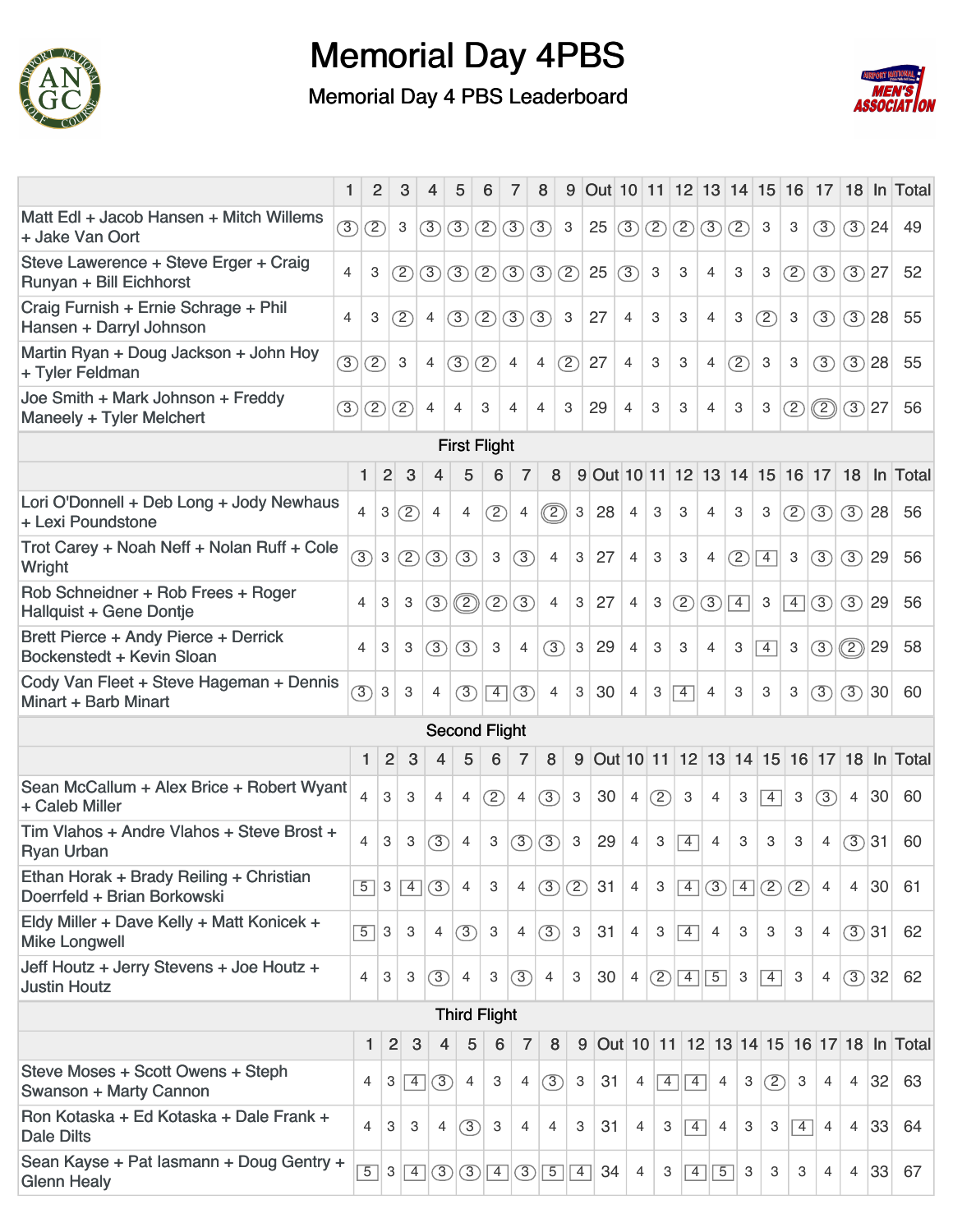# Memorial Day 4PBS

## Memorial Day 4 PBS Leaderboard

| | 1 | 2 | 3 | 4 | 5 | 6 | 7 | 8 | 9 | Out | 10 | 11 | 12 | 13 | 14 | 15 | 16 | 17 | 18 | In | Total |
|---|---|---|---|---|---|---|---|---|---|---|---|---|---|---|---|---|---|---|---|---|---|
| Matt Edl + Jacob Hansen + Mitch Willems + Jake Van Oort | 3 | 2 | 3 | 3 | 3 | 2 | 3 | 3 | 3 | 25 | 3 | 2 | 2 | 3 | 2 | 3 | 3 | 3 | 3 | 24 | 49 |
| Steve Lawerence + Steve Erger + Craig Runyan + Bill Eichhorst | 4 | 3 | 2 | 3 | 3 | 2 | 3 | 3 | 2 | 25 | 3 | 3 | 3 | 4 | 3 | 3 | 2 | 3 | 3 | 27 | 52 |
| Craig Furnish + Ernie Schrage + Phil Hansen + Darryl Johnson | 4 | 3 | 2 | 4 | 3 | 2 | 3 | 3 | 3 | 27 | 4 | 3 | 3 | 4 | 3 | 2 | 3 | 3 | 3 | 28 | 55 |
| Martin Ryan + Doug Jackson + John Hoy + Tyler Feldman | 3 | 2 | 3 | 4 | 3 | 2 | 4 | 4 | 2 | 27 | 4 | 3 | 3 | 4 | 2 | 3 | 3 | 3 | 3 | 28 | 55 |
| Joe Smith + Mark Johnson + Freddy Maneely + Tyler Melchert | 3 | 2 | 2 | 4 | 4 | 3 | 4 | 4 | 3 | 29 | 4 | 3 | 3 | 4 | 3 | 3 | 2 | 2 | 3 | 27 | 56 |

### First Flight

| | 1 | 2 | 3 | 4 | 5 | 6 | 7 | 8 | 9 | Out | 10 | 11 | 12 | 13 | 14 | 15 | 16 | 17 | 18 | In | Total |
|---|---|---|---|---|---|---|---|---|---|---|---|---|---|---|---|---|---|---|---|---|---|
| Lori O'Donnell + Deb Long + Jody Newhaus + Lexi Poundstone | 4 | 3 | 2 | 4 | 4 | 2 | 4 | 2 | 3 | 28 | 4 | 3 | 3 | 4 | 3 | 3 | 2 | 3 | 3 | 28 | 56 |
| Trot Carey + Noah Neff + Nolan Ruff + Cole Wright | 3 | 3 | 2 | 3 | 3 | 3 | 3 | 4 | 3 | 27 | 4 | 3 | 3 | 4 | 2 | 4 | 3 | 3 | 3 | 29 | 56 |
| Rob Schneidner + Rob Frees + Roger Hallquist + Gene Dontje | 4 | 3 | 3 | 3 | 2 | 2 | 3 | 4 | 3 | 27 | 4 | 3 | 2 | 3 | 4 | 3 | 4 | 3 | 3 | 29 | 56 |
| Brett Pierce + Andy Pierce + Derrick Bockenstedt + Kevin Sloan | 4 | 3 | 3 | 3 | 3 | 3 | 4 | 3 | 3 | 29 | 4 | 3 | 3 | 4 | 3 | 4 | 3 | 3 | 2 | 29 | 58 |
| Cody Van Fleet + Steve Hageman + Dennis Minart + Barb Minart | 3 | 3 | 3 | 4 | 3 | 4 | 3 | 4 | 3 | 30 | 4 | 3 | 4 | 4 | 3 | 3 | 3 | 3 | 3 | 30 | 60 |

### Second Flight

| | 1 | 2 | 3 | 4 | 5 | 6 | 7 | 8 | 9 | Out | 10 | 11 | 12 | 13 | 14 | 15 | 16 | 17 | 18 | In | Total |
|---|---|---|---|---|---|---|---|---|---|---|---|---|---|---|---|---|---|---|---|---|---|
| Sean McCallum + Alex Brice + Robert Wyant + Caleb Miller | 4 | 3 | 3 | 4 | 4 | 2 | 4 | 3 | 3 | 30 | 4 | 2 | 3 | 4 | 3 | 4 | 3 | 3 | 4 | 30 | 60 |
| Tim Vlahos + Andre Vlahos + Steve Brost + Ryan Urban | 4 | 3 | 3 | 3 | 4 | 3 | 3 | 3 | 3 | 29 | 4 | 3 | 4 | 4 | 3 | 3 | 3 | 4 | 3 | 31 | 60 |
| Ethan Horak + Brady Reiling + Christian Doerrfeld + Brian Borkowski | 5 | 3 | 4 | 3 | 4 | 3 | 4 | 3 | 2 | 31 | 4 | 3 | 4 | 3 | 4 | 2 | 2 | 4 | 4 | 30 | 61 |
| Eldy Miller + Dave Kelly + Matt Konicek + Mike Longwell | 5 | 3 | 3 | 4 | 3 | 3 | 4 | 3 | 3 | 31 | 4 | 3 | 4 | 4 | 3 | 3 | 3 | 4 | 3 | 31 | 62 |
| Jeff Houtz + Jerry Stevens + Joe Houtz + Justin Houtz | 4 | 3 | 3 | 3 | 4 | 3 | 3 | 4 | 3 | 30 | 4 | 2 | 4 | 5 | 3 | 4 | 3 | 4 | 3 | 32 | 62 |

### Third Flight

| | 1 | 2 | 3 | 4 | 5 | 6 | 7 | 8 | 9 | Out | 10 | 11 | 12 | 13 | 14 | 15 | 16 | 17 | 18 | In | Total |
|---|---|---|---|---|---|---|---|---|---|---|---|---|---|---|---|---|---|---|---|---|---|
| Steve Moses + Scott Owens + Steph Swanson + Marty Cannon | 4 | 3 | 4 | 3 | 4 | 3 | 4 | 3 | 3 | 31 | 4 | 4 | 4 | 4 | 3 | 2 | 3 | 4 | 4 | 32 | 63 |
| Ron Kotaska + Ed Kotaska + Dale Frank + Dale Dilts | 4 | 3 | 3 | 4 | 3 | 3 | 4 | 4 | 3 | 31 | 4 | 3 | 4 | 4 | 3 | 3 | 4 | 4 | 4 | 33 | 64 |
| Sean Kayse + Pat Iasmann + Doug Gentry + Glenn Healy | 5 | 3 | 4 | 3 | 3 | 4 | 3 | 5 | 4 | 34 | 4 | 3 | 4 | 5 | 3 | 3 | 3 | 4 | 4 | 33 | 67 |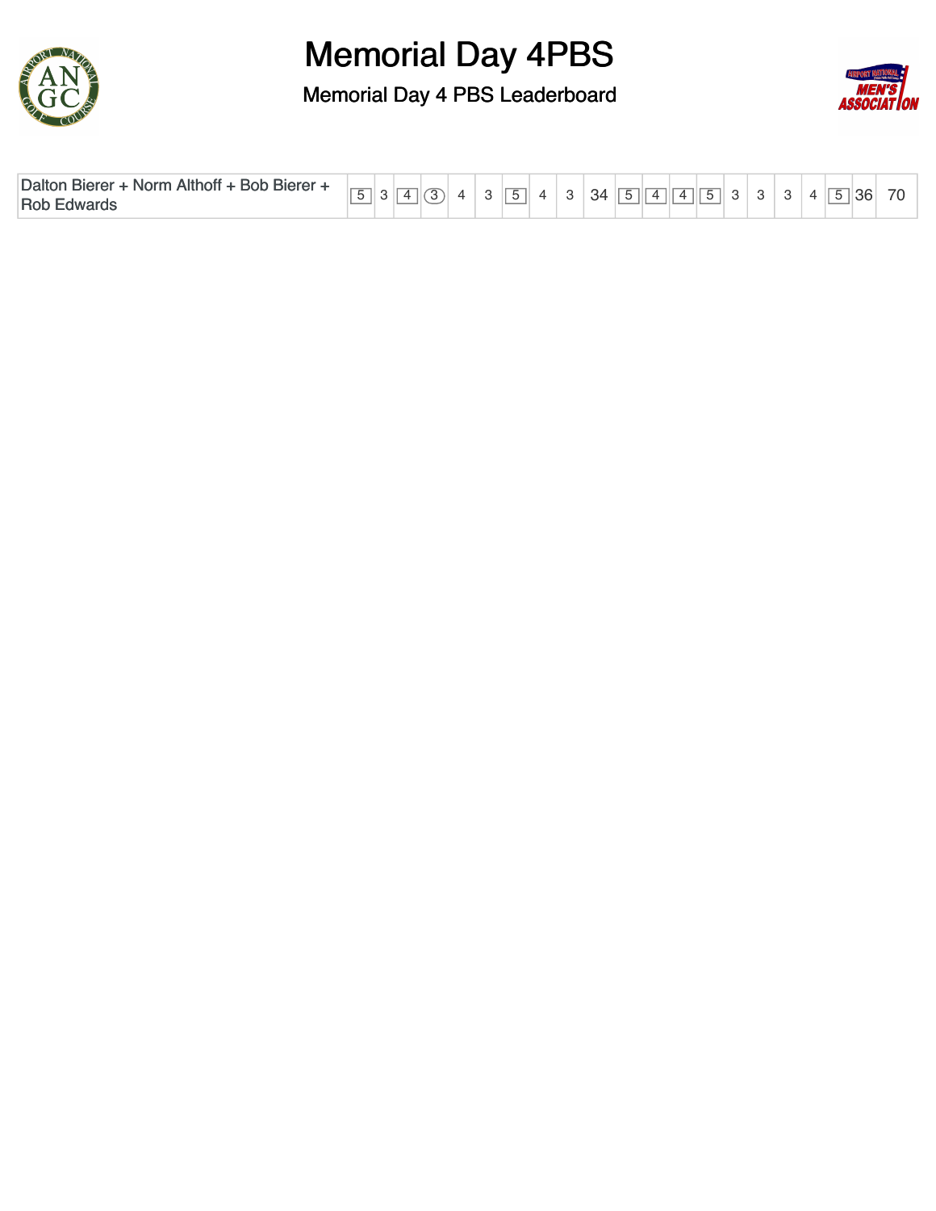# Memorial Day 4PBS

## Memorial Day 4 PBS Leaderboard

| Team | 1 | 2 | 3 | 4 | 5 | 6 | 7 | 8 | 9 | Out | 10 | 11 | 12 | 13 | 14 | 15 | 16 | 17 | 18 | In | Total |
|---|---|---|---|---|---|---|---|---|---|---|---|---|---|---|---|---|---|---|---|---|---|
| Dalton Bierer + Norm Althoff + Bob Bierer + Rob Edwards | 5 | 3 | 4 | 3 | 4 | 3 | 5 | 4 | 3 | 34 | 5 | 4 | 4 | 5 | 3 | 3 | 3 | 4 | 5 | 36 | 70 |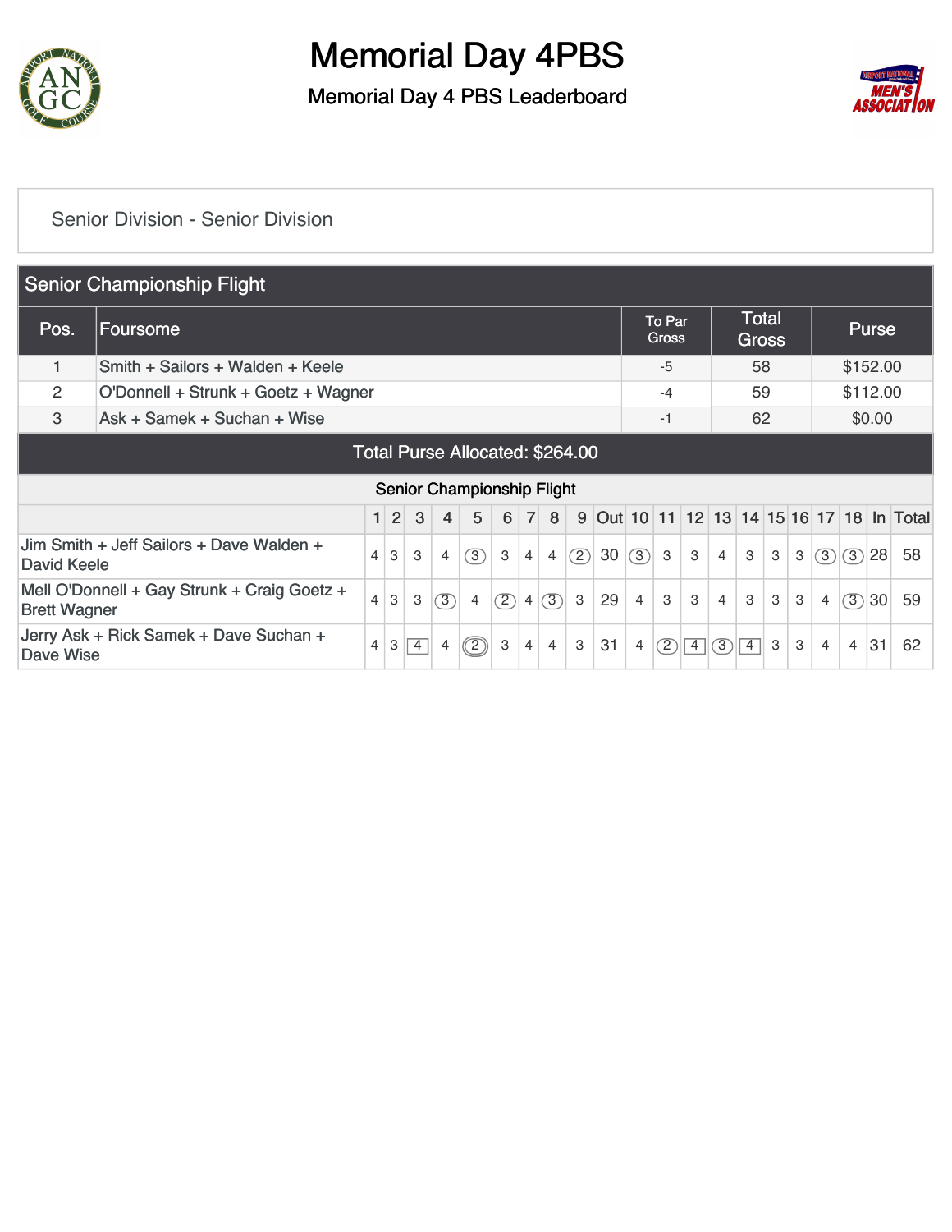# Memorial Day 4PBS

## Memorial Day 4 PBS Leaderboard

Senior Division - Senior Division

### Senior Championship Flight

| Pos. | Foursome | To Par Gross | Total Gross | Purse |
|---|---|---|---|---|
| 1 | Smith + Sailors + Walden + Keele | -5 | 58 | $152.00 |
| 2 | O'Donnell + Strunk + Goetz + Wagner | -4 | 59 | $112.00 |
| 3 | Ask + Samek + Suchan + Wise | -1 | 62 | $0.00 |

Total Purse Allocated: $264.00

Senior Championship Flight

| | 1 | 2 | 3 | 4 | 5 | 6 | 7 | 8 | 9 | Out | 10 | 11 | 12 | 13 | 14 | 15 | 16 | 17 | 18 | In | Total |
|---|---|---|---|---|---|---|---|---|---|---|---|---|---|---|---|---|---|---|---|---|---|
| Jim Smith + Jeff Sailors + Dave Walden + David Keele | 4 | 3 | 3 | 4 | 3 | 3 | 4 | 4 | 2 | 30 | 3 | 3 | 3 | 4 | 3 | 3 | 3 | 3 | 3 | 28 | 58 |
| Mell O'Donnell + Gay Strunk + Craig Goetz + Brett Wagner | 4 | 3 | 3 | 3 | 4 | 2 | 4 | 3 | 3 | 29 | 4 | 3 | 3 | 4 | 3 | 3 | 3 | 4 | 3 | 30 | 59 |
| Jerry Ask + Rick Samek + Dave Suchan + Dave Wise | 4 | 3 | 4 | 4 | 2 | 3 | 4 | 4 | 3 | 31 | 4 | 2 | 4 | 3 | 4 | 3 | 3 | 4 | 4 | 31 | 62 |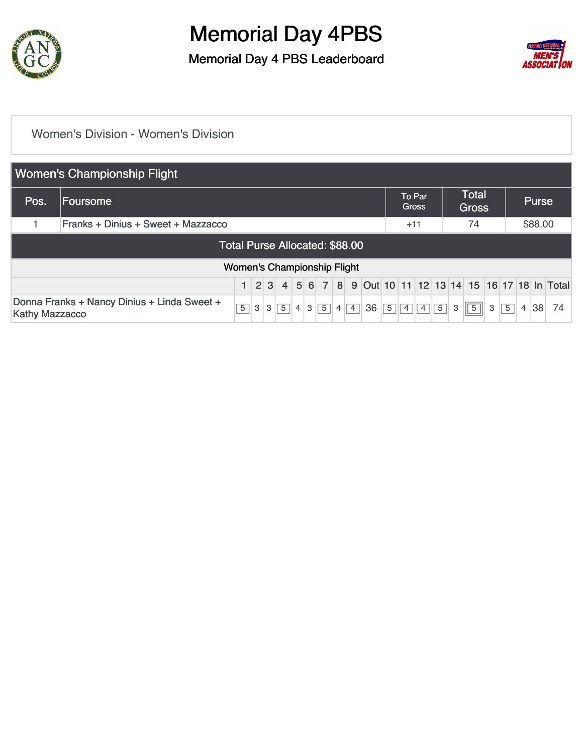# Memorial Day 4PBS

## Memorial Day 4 PBS Leaderboard

Women's Division - Women's Division

### Women's Championship Flight

| Pos. | Foursome | To Par Gross | Total Gross | Purse |
|---|---|---|---|---|
| 1 | Franks + Dinius + Sweet + Mazzacco | +11 | 74 | $88.00 |

**Total Purse Allocated: $88.00**

#### Women's Championship Flight

| | 1 | 2 | 3 | 4 | 5 | 6 | 7 | 8 | 9 | Out | 10 | 11 | 12 | 13 | 14 | 15 | 16 | 17 | 18 | In | Total |
|---|---|---|---|---|---|---|---|---|---|---|---|---|---|---|---|---|---|---|---|---|---|
| Donna Franks + Nancy Dinius + Linda Sweet + Kathy Mazzacco | 5 | 3 | 3 | 5 | 4 | 3 | 5 | 4 | 4 | 36 | 5 | 4 | 4 | 5 | 3 | 5 | 3 | 5 | 4 | 38 | 74 |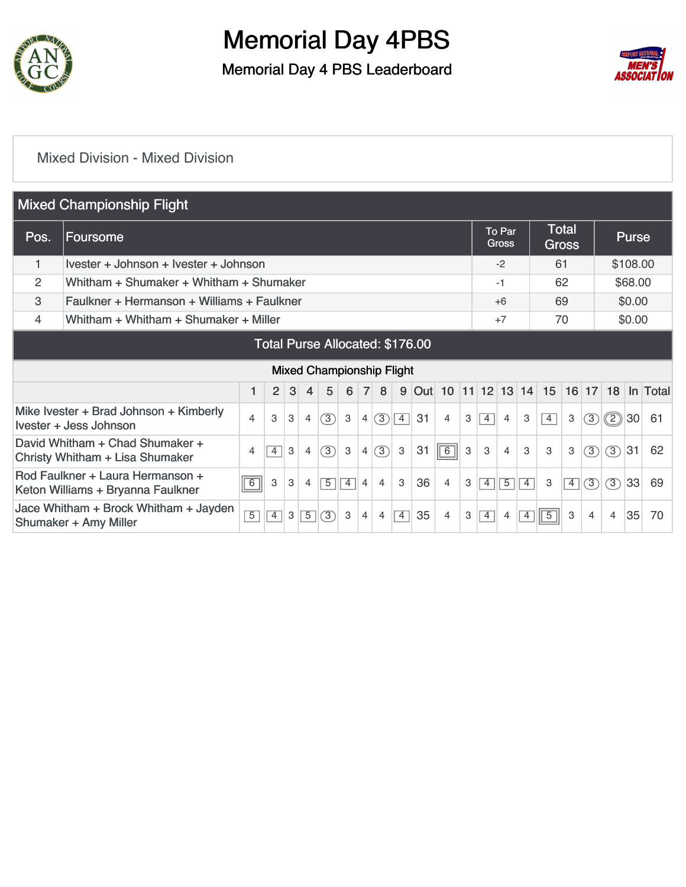# Memorial Day 4PBS

## Memorial Day 4 PBS Leaderboard

Mixed Division - Mixed Division

### Mixed Championship Flight

| Pos. | Foursome | To Par Gross | Total Gross | Purse |
|---|---|---|---|---|
| 1 | Ivester + Johnson + Ivester + Johnson | -2 | 61 | $108.00 |
| 2 | Whitham + Shumaker + Whitham + Shumaker | -1 | 62 | $68.00 |
| 3 | Faulkner + Hermanson + Williams + Faulkner | +6 | 69 | $0.00 |
| 4 | Whitham + Whitham + Shumaker + Miller | +7 | 70 | $0.00 |

Total Purse Allocated: $176.00

Mixed Championship Flight

| | 1 | 2 | 3 | 4 | 5 | 6 | 7 | 8 | 9 | Out | 10 | 11 | 12 | 13 | 14 | 15 | 16 | 17 | 18 | In | Total |
|---|---|---|---|---|---|---|---|---|---|---|---|---|---|---|---|---|---|---|---|---|---|
| Mike Ivester + Brad Johnson + Kimberly Ivester + Jess Johnson | 4 | 3 | 3 | 4 | 3 | 3 | 4 | 3 | 4 | 31 | 4 | 3 | 4 | 4 | 3 | 4 | 3 | 3 | 2 | 30 | 61 |
| David Whitham + Chad Shumaker + Christy Whitham + Lisa Shumaker | 4 | 4 | 3 | 4 | 3 | 3 | 4 | 3 | 3 | 31 | 6 | 3 | 3 | 4 | 3 | 3 | 3 | 3 | 3 | 31 | 62 |
| Rod Faulkner + Laura Hermanson + Keton Williams + Bryanna Faulkner | 6 | 3 | 3 | 4 | 5 | 4 | 4 | 4 | 3 | 36 | 4 | 3 | 4 | 5 | 4 | 3 | 4 | 3 | 3 | 33 | 69 |
| Jace Whitham + Brock Whitham + Jayden Shumaker + Amy Miller | 5 | 4 | 3 | 5 | 3 | 3 | 4 | 4 | 4 | 35 | 4 | 3 | 4 | 4 | 4 | 5 | 3 | 4 | 4 | 35 | 70 |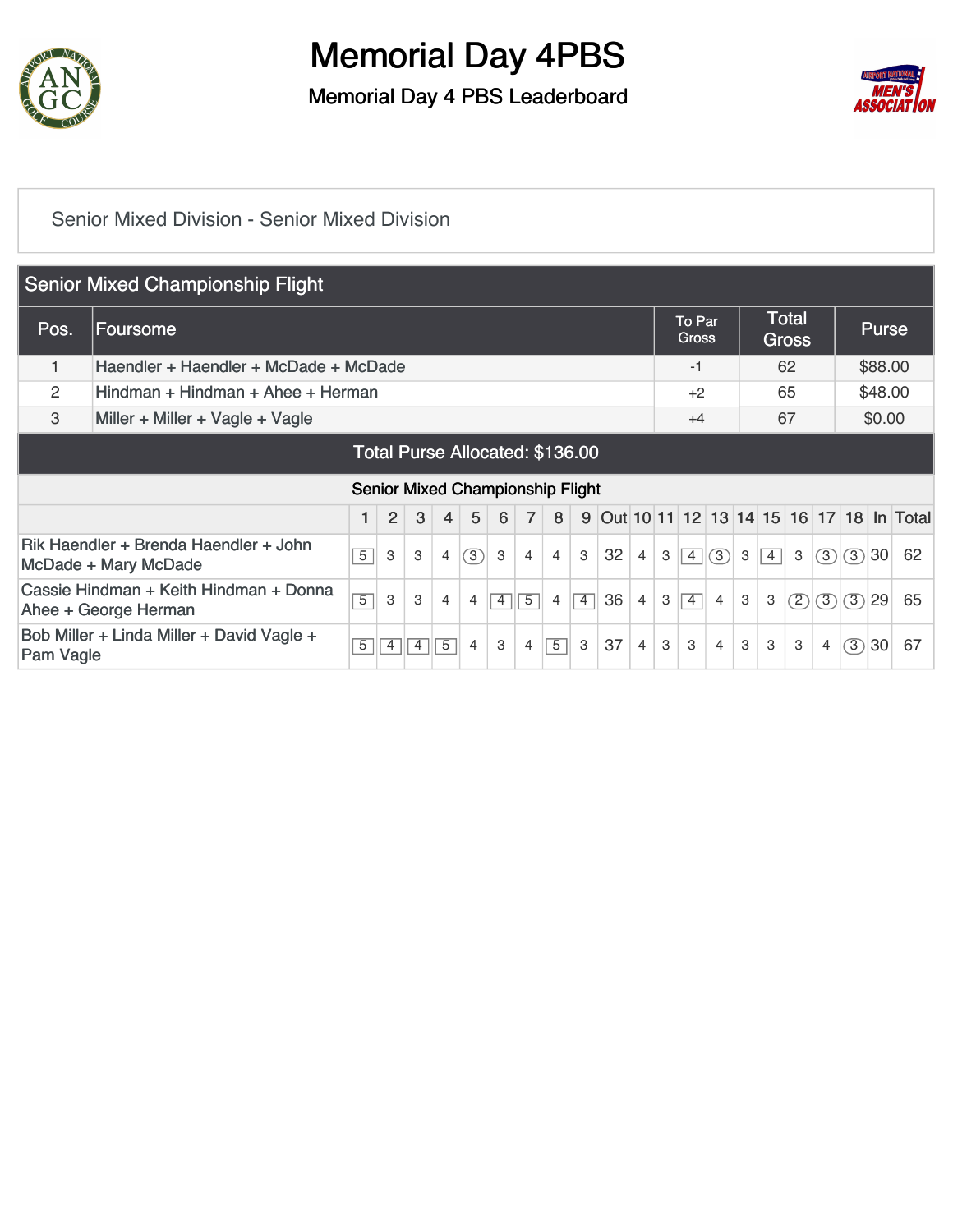# Memorial Day 4PBS

## Memorial Day 4 PBS Leaderboard

### Senior Mixed Division - Senior Mixed Division

| Senior Mixed Championship Flight | | | | |
|---|---|---|---|---|
| Pos. | Foursome | To Par Gross | Total Gross | Purse |
| 1 | Haendler + Haendler + McDade + McDade | -1 | 62 | $88.00 |
| 2 | Hindman + Hindman + Ahee + Herman | +2 | 65 | $48.00 |
| 3 | Miller + Miller + Vagle + Vagle | +4 | 67 | $0.00 |

**Total Purse Allocated: $136.00**

Senior Mixed Championship Flight

| | 1 | 2 | 3 | 4 | 5 | 6 | 7 | 8 | 9 | Out | 10 | 11 | 12 | 13 | 14 | 15 | 16 | 17 | 18 | In | Total |
|---|---|---|---|---|---|---|---|---|---|---|---|---|---|---|---|---|---|---|---|---|---|
| Rik Haendler + Brenda Haendler + John McDade + Mary McDade | 5 | 3 | 3 | 4 | 3 | 3 | 4 | 4 | 3 | 32 | 4 | 3 | 4 | 3 | 3 | 4 | 3 | 3 | 3 | 30 | 62 |
| Cassie Hindman + Keith Hindman + Donna Ahee + George Herman | 5 | 3 | 3 | 4 | 4 | 4 | 5 | 4 | 4 | 36 | 4 | 3 | 4 | 4 | 3 | 3 | 2 | 3 | 3 | 29 | 65 |
| Bob Miller + Linda Miller + David Vagle + Pam Vagle | 5 | 4 | 4 | 5 | 4 | 3 | 4 | 5 | 3 | 37 | 4 | 3 | 3 | 4 | 3 | 3 | 3 | 4 | 3 | 30 | 67 |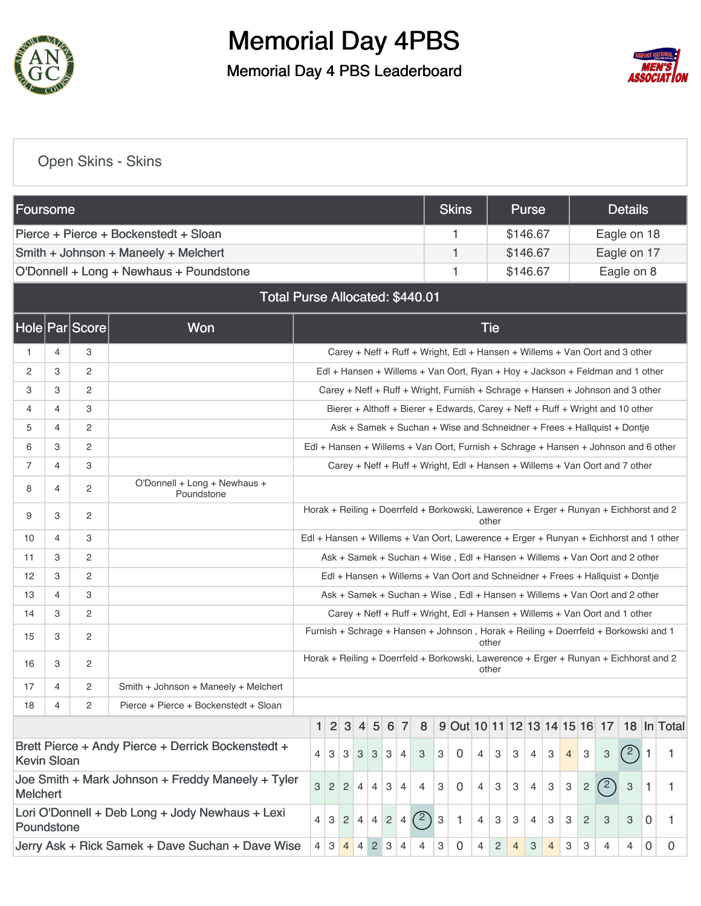# Memorial Day 4PBS

## Memorial Day 4 PBS Leaderboard

### Open Skins - Skins

| Foursome | Skins | Purse | Details |
|---|---|---|---|
| Pierce + Pierce + Bockenstedt + Sloan | 1 | $146.67 | Eagle on 18 |
| Smith + Johnson + Maneely + Melchert | 1 | $146.67 | Eagle on 17 |
| O'Donnell + Long + Newhaus + Poundstone | 1 | $146.67 | Eagle on 8 |

**Total Purse Allocated: $440.01**

| Hole | Par | Score | Won | Tie |
|---|---|---|---|---|
| 1 | 4 | 3 | | Carey + Neff + Ruff + Wright, Edl + Hansen + Willems + Van Oort and 3 other |
| 2 | 3 | 2 | | Edl + Hansen + Willems + Van Oort, Ryan + Hoy + Jackson + Feldman and 1 other |
| 3 | 3 | 2 | | Carey + Neff + Ruff + Wright, Furnish + Schrage + Hansen + Johnson and 3 other |
| 4 | 4 | 3 | | Bierer + Althoff + Bierer + Edwards, Carey + Neff + Ruff + Wright and 10 other |
| 5 | 4 | 2 | | Ask + Samek + Suchan + Wise and Schneidner + Frees + Hallquist + Dontje |
| 6 | 3 | 2 | | Edl + Hansen + Willems + Van Oort, Furnish + Schrage + Hansen + Johnson and 6 other |
| 7 | 4 | 3 | | Carey + Neff + Ruff + Wright, Edl + Hansen + Willems + Van Oort and 7 other |
| 8 | 4 | 2 | O'Donnell + Long + Newhaus + Poundstone | |
| 9 | 3 | 2 | | Horak + Reiling + Doerrfeld + Borkowski, Lawerence + Erger + Runyan + Eichhorst and 2 other |
| 10 | 4 | 3 | | Edl + Hansen + Willems + Van Oort, Lawerence + Erger + Runyan + Eichhorst and 1 other |
| 11 | 3 | 2 | | Ask + Samek + Suchan + Wise , Edl + Hansen + Willems + Van Oort and 2 other |
| 12 | 3 | 2 | | Edl + Hansen + Willems + Van Oort and Schneidner + Frees + Hallquist + Dontje |
| 13 | 4 | 3 | | Ask + Samek + Suchan + Wise , Edl + Hansen + Willems + Van Oort and 2 other |
| 14 | 3 | 2 | | Carey + Neff + Ruff + Wright, Edl + Hansen + Willems + Van Oort and 1 other |
| 15 | 3 | 2 | | Furnish + Schrage + Hansen + Johnson , Horak + Reiling + Doerrfeld + Borkowski and 1 other |
| 16 | 3 | 2 | | Horak + Reiling + Doerrfeld + Borkowski, Lawerence + Erger + Runyan + Eichhorst and 2 other |
| 17 | 4 | 2 | Smith + Johnson + Maneely + Melchert | |
| 18 | 4 | 2 | Pierce + Pierce + Bockenstedt + Sloan | |

| | 1 | 2 | 3 | 4 | 5 | 6 | 7 | 8 | 9 | Out | 10 | 11 | 12 | 13 | 14 | 15 | 16 | 17 | 18 | In | Total |
|---|---|---|---|---|---|---|---|---|---|---|---|---|---|---|---|---|---|---|---|---|---|
| Brett Pierce + Andy Pierce + Derrick Bockenstedt + Kevin Sloan | 4 | 3 | 3 | 3 | 3 | 3 | 4 | 3 | 3 | 0 | 4 | 3 | 3 | 4 | 3 | 4 | 3 | 3 | 2 | 1 | 1 |
| Joe Smith + Mark Johnson + Freddy Maneely + Tyler Melchert | 3 | 2 | 2 | 4 | 4 | 3 | 4 | 4 | 3 | 0 | 4 | 3 | 3 | 4 | 3 | 3 | 2 | 2 | 3 | 1 | 1 |
| Lori O'Donnell + Deb Long + Jody Newhaus + Lexi Poundstone | 4 | 3 | 2 | 4 | 4 | 2 | 4 | 2 | 3 | 1 | 4 | 3 | 3 | 4 | 3 | 3 | 2 | 3 | 3 | 0 | 1 |
| Jerry Ask + Rick Samek + Dave Suchan + Dave Wise | 4 | 3 | 4 | 4 | 2 | 3 | 4 | 4 | 3 | 0 | 4 | 2 | 4 | 3 | 4 | 3 | 3 | 4 | 4 | 0 | 0 |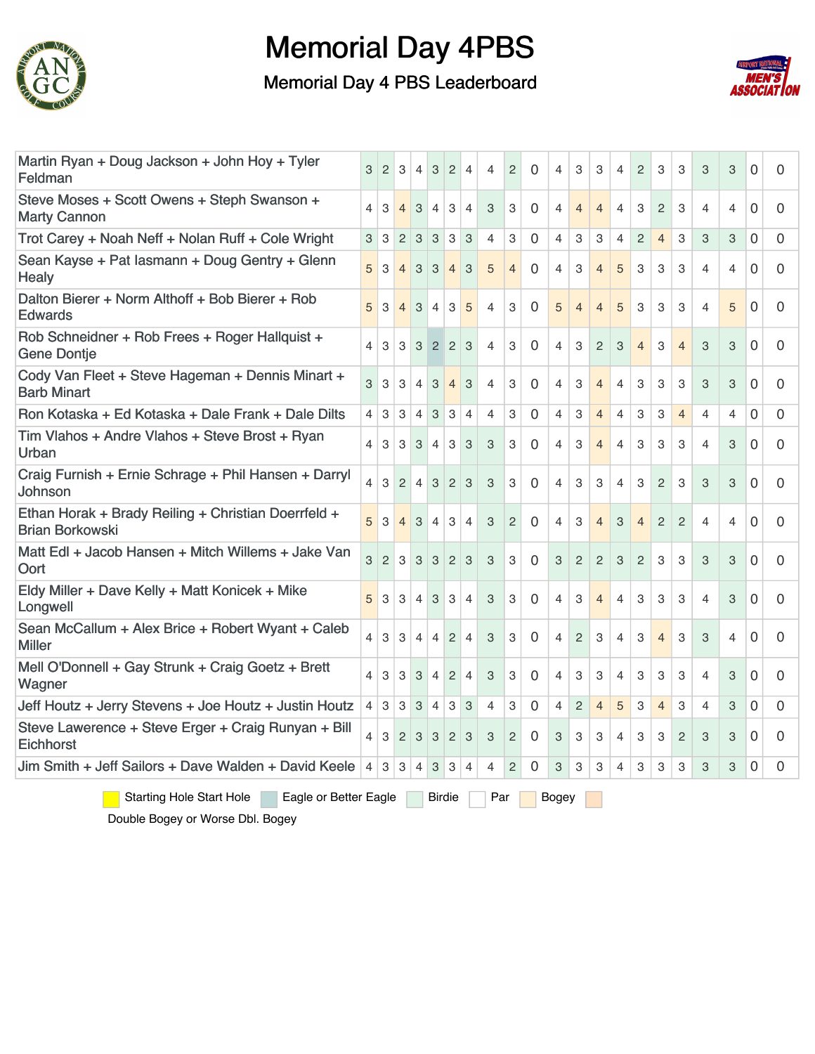# Memorial Day 4PBS

## Memorial Day 4 PBS Leaderboard

| Team | | | | | | | | | | | | | | | | | | | | | | |
|---|---|---|---|---|---|---|---|---|---|---|---|---|---|---|---|---|---|---|---|---|---|---|
| Martin Ryan + Doug Jackson + John Hoy + Tyler Feldman | 3 | 2 | 3 | 4 | 3 | 2 | 4 | 4 | 2 | 0 | 4 | 3 | 3 | 4 | 2 | 3 | 3 | 3 | 3 | 0 | 0 |
| Steve Moses + Scott Owens + Steph Swanson + Marty Cannon | 4 | 3 | 4 | 3 | 4 | 3 | 4 | 3 | 3 | 0 | 4 | 4 | 4 | 4 | 3 | 2 | 3 | 4 | 4 | 0 | 0 |
| Trot Carey + Noah Neff + Nolan Ruff + Cole Wright | 3 | 3 | 2 | 3 | 3 | 3 | 3 | 4 | 3 | 0 | 4 | 3 | 3 | 4 | 2 | 4 | 3 | 3 | 3 | 0 | 0 |
| Sean Kayse + Pat Iasmann + Doug Gentry + Glenn Healy | 5 | 3 | 4 | 3 | 3 | 4 | 3 | 5 | 4 | 0 | 4 | 3 | 4 | 5 | 3 | 3 | 3 | 4 | 4 | 0 | 0 |
| Dalton Bierer + Norm Althoff + Bob Bierer + Rob Edwards | 5 | 3 | 4 | 3 | 4 | 3 | 5 | 4 | 3 | 0 | 5 | 4 | 4 | 5 | 3 | 3 | 3 | 4 | 5 | 0 | 0 |
| Rob Schneidner + Rob Frees + Roger Hallquist + Gene Dontje | 4 | 3 | 3 | 3 | 2 | 2 | 3 | 4 | 3 | 0 | 4 | 3 | 2 | 3 | 4 | 3 | 4 | 3 | 3 | 0 | 0 |
| Cody Van Fleet + Steve Hageman + Dennis Minart + Barb Minart | 3 | 3 | 3 | 4 | 3 | 4 | 3 | 4 | 3 | 0 | 4 | 3 | 4 | 4 | 3 | 3 | 3 | 3 | 3 | 0 | 0 |
| Ron Kotaska + Ed Kotaska + Dale Frank + Dale Dilts | 4 | 3 | 3 | 4 | 3 | 3 | 4 | 4 | 3 | 0 | 4 | 3 | 4 | 4 | 3 | 3 | 4 | 4 | 4 | 0 | 0 |
| Tim Vlahos + Andre Vlahos + Steve Brost + Ryan Urban | 4 | 3 | 3 | 3 | 4 | 3 | 3 | 3 | 3 | 0 | 4 | 3 | 4 | 4 | 3 | 3 | 3 | 4 | 3 | 0 | 0 |
| Craig Furnish + Ernie Schrage + Phil Hansen + Darryl Johnson | 4 | 3 | 2 | 4 | 3 | 2 | 3 | 3 | 3 | 0 | 4 | 3 | 3 | 4 | 3 | 2 | 3 | 3 | 3 | 0 | 0 |
| Ethan Horak + Brady Reiling + Christian Doerrfeld + Brian Borkowski | 5 | 3 | 4 | 3 | 4 | 3 | 4 | 3 | 2 | 0 | 4 | 3 | 4 | 3 | 4 | 2 | 2 | 4 | 4 | 0 | 0 |
| Matt Edl + Jacob Hansen + Mitch Willems + Jake Van Oort | 3 | 2 | 3 | 3 | 3 | 2 | 3 | 3 | 3 | 0 | 3 | 2 | 2 | 3 | 2 | 3 | 3 | 3 | 3 | 0 | 0 |
| Eldy Miller + Dave Kelly + Matt Konicek + Mike Longwell | 5 | 3 | 3 | 4 | 3 | 3 | 4 | 3 | 3 | 0 | 4 | 3 | 4 | 4 | 3 | 3 | 3 | 4 | 3 | 0 | 0 |
| Sean McCallum + Alex Brice + Robert Wyant + Caleb Miller | 4 | 3 | 3 | 4 | 4 | 2 | 4 | 3 | 3 | 0 | 4 | 2 | 3 | 4 | 3 | 4 | 3 | 3 | 4 | 0 | 0 |
| Mell O'Donnell + Gay Strunk + Craig Goetz + Brett Wagner | 4 | 3 | 3 | 3 | 4 | 2 | 4 | 3 | 3 | 0 | 4 | 3 | 3 | 4 | 3 | 3 | 3 | 4 | 3 | 0 | 0 |
| Jeff Houtz + Jerry Stevens + Joe Houtz + Justin Houtz | 4 | 3 | 3 | 3 | 4 | 3 | 3 | 4 | 3 | 0 | 4 | 2 | 4 | 5 | 3 | 4 | 3 | 4 | 3 | 0 | 0 |
| Steve Lawerence + Steve Erger + Craig Runyan + Bill Eichhorst | 4 | 3 | 2 | 3 | 3 | 2 | 3 | 3 | 2 | 0 | 3 | 3 | 3 | 4 | 3 | 3 | 2 | 3 | 3 | 0 | 0 |
| Jim Smith + Jeff Sailors + Dave Walden + David Keele | 4 | 3 | 3 | 4 | 3 | 3 | 4 | 4 | 2 | 0 | 3 | 3 | 3 | 4 | 3 | 3 | 3 | 3 | 3 | 0 | 0 |

Starting Hole Start Hole | Eagle or Better Eagle | Birdie | Par | Bogey | Double Bogey or Worse Dbl. Bogey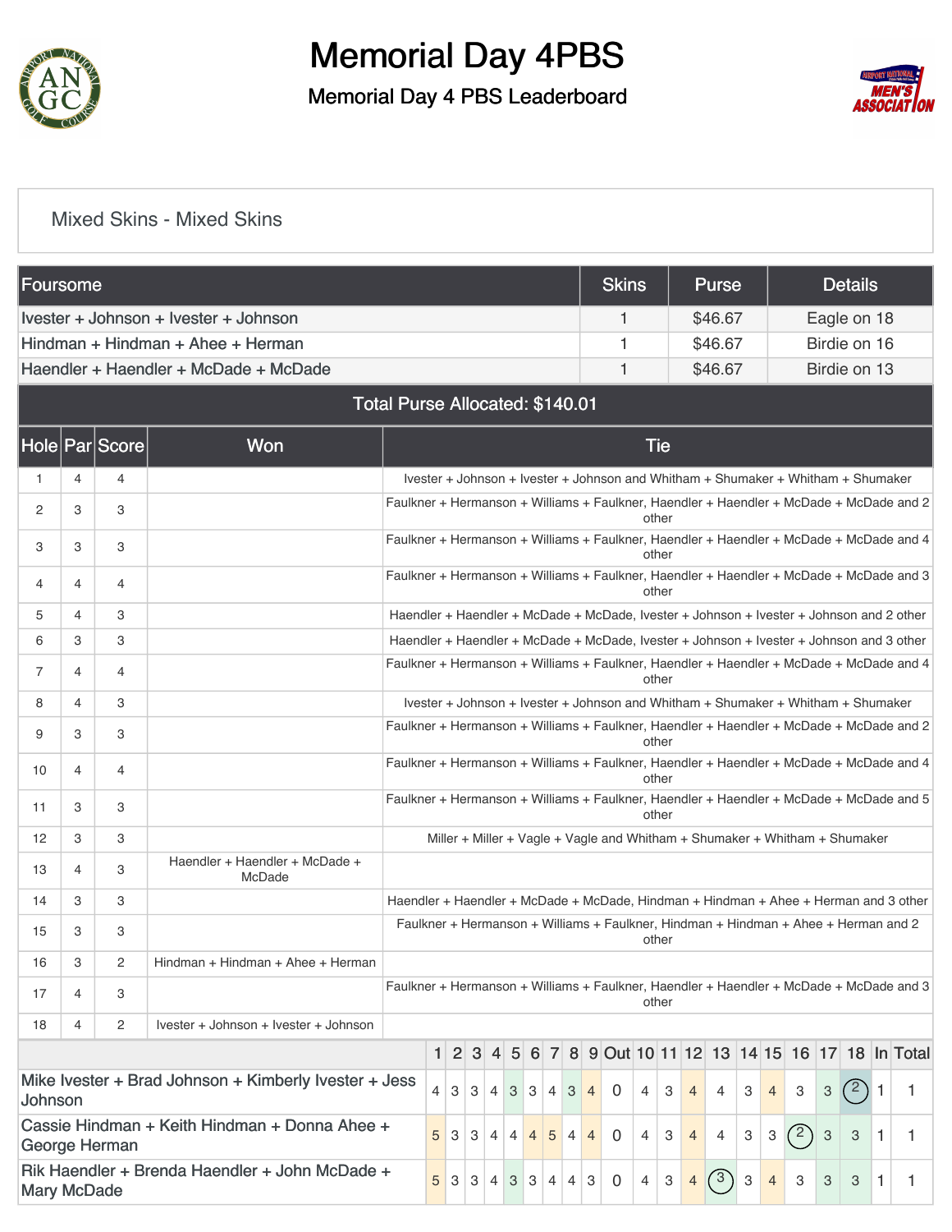# Memorial Day 4PBS

## Memorial Day 4 PBS Leaderboard

### Mixed Skins - Mixed Skins

| Foursome | Skins | Purse | Details |
|---|---|---|---|
| Ivester + Johnson + Ivester + Johnson | 1 | $46.67 | Eagle on 18 |
| Hindman + Hindman + Ahee + Herman | 1 | $46.67 | Birdie on 16 |
| Haendler + Haendler + McDade + McDade | 1 | $46.67 | Birdie on 13 |
| Total Purse Allocated: $140.01 | | | |

| Hole | Par | Score | Won | Tie |
|---|---|---|---|---|
| 1 | 4 | 4 | | Ivester + Johnson + Ivester + Johnson and Whitham + Shumaker + Whitham + Shumaker |
| 2 | 3 | 3 | | Faulkner + Hermanson + Williams + Faulkner, Haendler + Haendler + McDade + McDade and 2 other |
| 3 | 3 | 3 | | Faulkner + Hermanson + Williams + Faulkner, Haendler + Haendler + McDade + McDade and 4 other |
| 4 | 4 | 4 | | Faulkner + Hermanson + Williams + Faulkner, Haendler + Haendler + McDade + McDade and 3 other |
| 5 | 4 | 3 | | Haendler + Haendler + McDade + McDade, Ivester + Johnson + Ivester + Johnson and 2 other |
| 6 | 3 | 3 | | Haendler + Haendler + McDade + McDade, Ivester + Johnson + Ivester + Johnson and 3 other |
| 7 | 4 | 4 | | Faulkner + Hermanson + Williams + Faulkner, Haendler + Haendler + McDade + McDade and 4 other |
| 8 | 4 | 3 | | Ivester + Johnson + Ivester + Johnson and Whitham + Shumaker + Whitham + Shumaker |
| 9 | 3 | 3 | | Faulkner + Hermanson + Williams + Faulkner, Haendler + Haendler + McDade + McDade and 2 other |
| 10 | 4 | 4 | | Faulkner + Hermanson + Williams + Faulkner, Haendler + Haendler + McDade + McDade and 4 other |
| 11 | 3 | 3 | | Faulkner + Hermanson + Williams + Faulkner, Haendler + Haendler + McDade + McDade and 5 other |
| 12 | 3 | 3 | | Miller + Miller + Vagle + Vagle and Whitham + Shumaker + Whitham + Shumaker |
| 13 | 4 | 3 | Haendler + Haendler + McDade + McDade | |
| 14 | 3 | 3 | | Haendler + Haendler + McDade + McDade, Hindman + Hindman + Ahee + Herman and 3 other |
| 15 | 3 | 3 | | Faulkner + Hermanson + Williams + Faulkner, Hindman + Hindman + Ahee + Herman and 2 other |
| 16 | 3 | 2 | Hindman + Hindman + Ahee + Herman | |
| 17 | 4 | 3 | | Faulkner + Hermanson + Williams + Faulkner, Haendler + Haendler + McDade + McDade and 3 other |
| 18 | 4 | 2 | Ivester + Johnson + Ivester + Johnson | |

| | 1 | 2 | 3 | 4 | 5 | 6 | 7 | 8 | 9 | Out | 10 | 11 | 12 | 13 | 14 | 15 | 16 | 17 | 18 | In | Total |
|---|---|---|---|---|---|---|---|---|---|---|---|---|---|---|---|---|---|---|---|---|---|
| Mike Ivester + Brad Johnson + Kimberly Ivester + Jess Johnson | 4 | 3 | 3 | 4 | 3 | 3 | 4 | 3 | 4 | 0 | 4 | 3 | 4 | 4 | 3 | 4 | 3 | 3 | 2 | 1 | 1 |
| Cassie Hindman + Keith Hindman + Donna Ahee + George Herman | 5 | 3 | 3 | 4 | 4 | 4 | 5 | 4 | 4 | 0 | 4 | 3 | 4 | 4 | 3 | 3 | 2 | 3 | 3 | 1 | 1 |
| Rik Haendler + Brenda Haendler + John McDade + Mary McDade | 5 | 3 | 3 | 4 | 3 | 3 | 4 | 4 | 3 | 0 | 4 | 3 | 4 | 3 | 3 | 4 | 3 | 3 | 3 | 1 | 1 |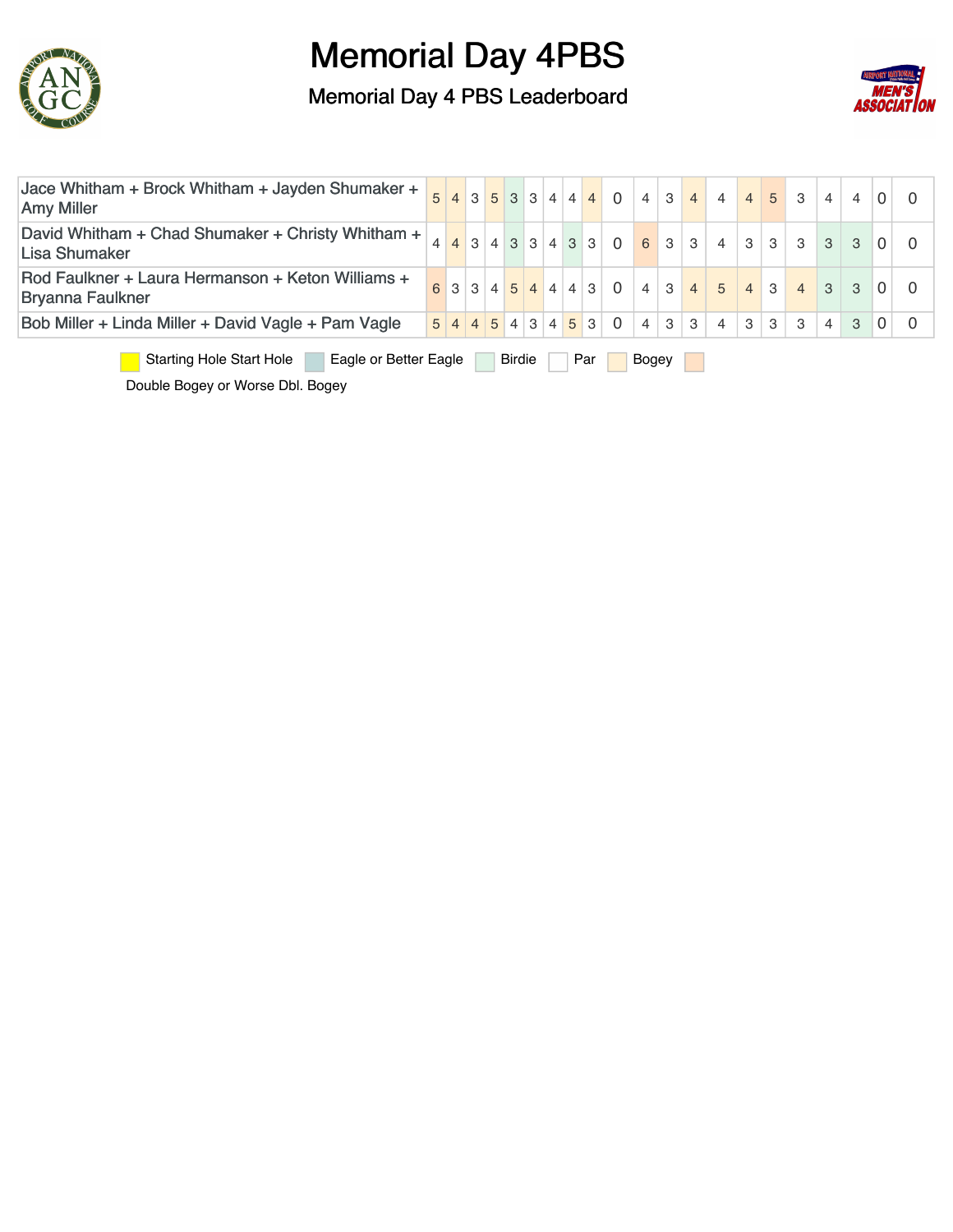# Memorial Day 4PBS

## Memorial Day 4 PBS Leaderboard

| Team | | | | | | | | | | | | | | | | | | | | | | |
|---|---|---|---|---|---|---|---|---|---|---|---|---|---|---|---|---|---|---|---|---|---|---|
| Jace Whitham + Brock Whitham + Jayden Shumaker + Amy Miller | 5 | 4 | 3 | 5 | 3 | 3 | 4 | 4 | 4 | 0 | 4 | 3 | 4 | 4 | 4 | 5 | 3 | 4 | 4 | 0 | 0 |
| David Whitham + Chad Shumaker + Christy Whitham + Lisa Shumaker | 4 | 4 | 3 | 4 | 3 | 3 | 4 | 3 | 3 | 0 | 6 | 3 | 3 | 4 | 3 | 3 | 3 | 3 | 3 | 0 | 0 |
| Rod Faulkner + Laura Hermanson + Keton Williams + Bryanna Faulkner | 6 | 3 | 3 | 4 | 5 | 4 | 4 | 4 | 3 | 0 | 4 | 3 | 4 | 5 | 4 | 3 | 4 | 3 | 3 | 0 | 0 |
| Bob Miller + Linda Miller + David Vagle + Pam Vagle | 5 | 4 | 4 | 5 | 4 | 3 | 4 | 5 | 3 | 0 | 4 | 3 | 3 | 4 | 3 | 3 | 3 | 4 | 3 | 0 | 0 |

Starting Hole Start Hole | Eagle or Better Eagle | Birdie | Par | Bogey | Double Bogey or Worse Dbl. Bogey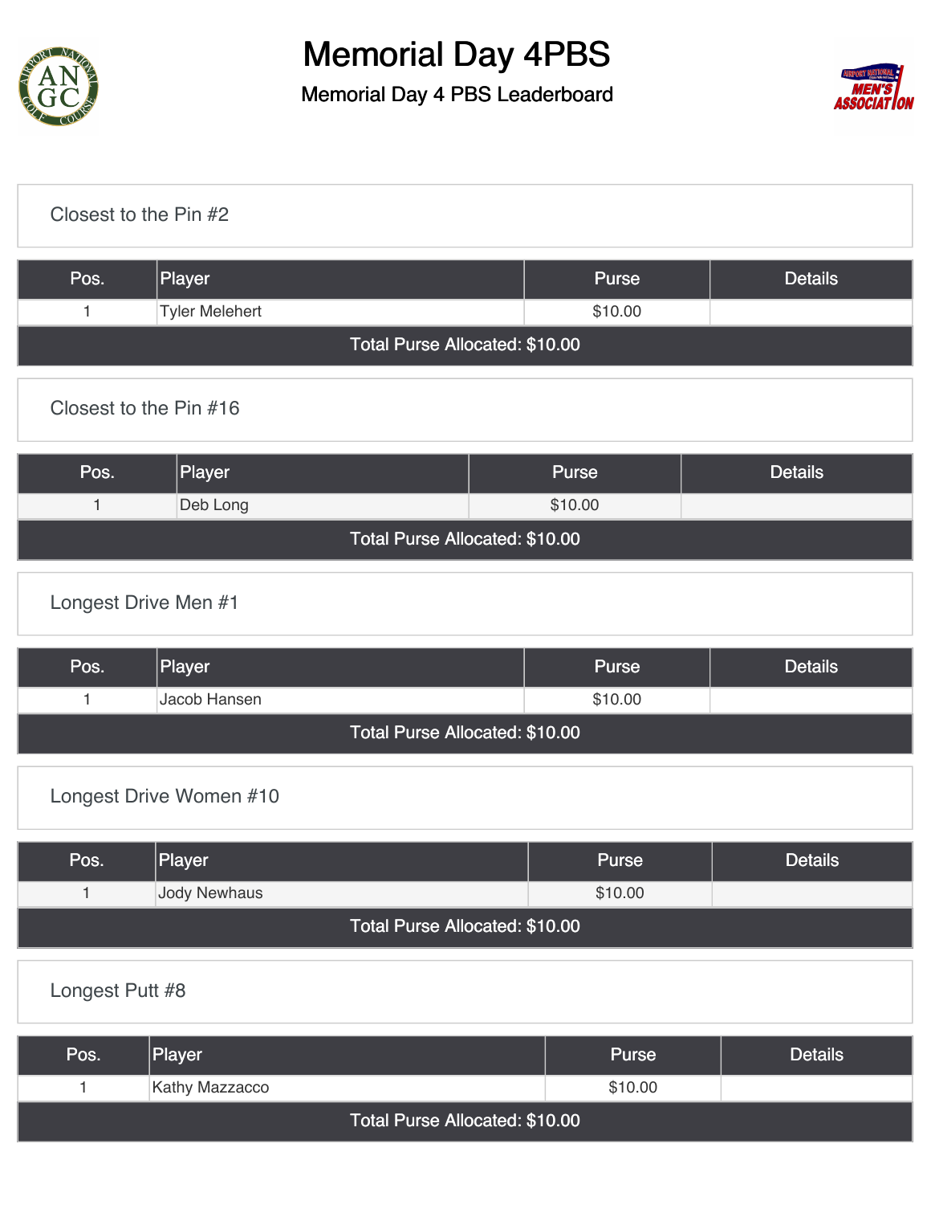# Memorial Day 4PBS

## Memorial Day 4 PBS Leaderboard

### Closest to the Pin #2

| Pos. | Player | Purse | Details |
|---|---|---|---|
| 1 | Tyler Melehert | $10.00 | |
| Total Purse Allocated: $10.00 | | | |

### Closest to the Pin #16

| Pos. | Player | Purse | Details |
|---|---|---|---|
| 1 | Deb Long | $10.00 | |
| Total Purse Allocated: $10.00 | | | |

### Longest Drive Men #1

| Pos. | Player | Purse | Details |
|---|---|---|---|
| 1 | Jacob Hansen | $10.00 | |
| Total Purse Allocated: $10.00 | | | |

### Longest Drive Women #10

| Pos. | Player | Purse | Details |
|---|---|---|---|
| 1 | Jody Newhaus | $10.00 | |
| Total Purse Allocated: $10.00 | | | |

### Longest Putt #8

| Pos. | Player | Purse | Details |
|---|---|---|---|
| 1 | Kathy Mazzacco | $10.00 | |
| Total Purse Allocated: $10.00 | | | |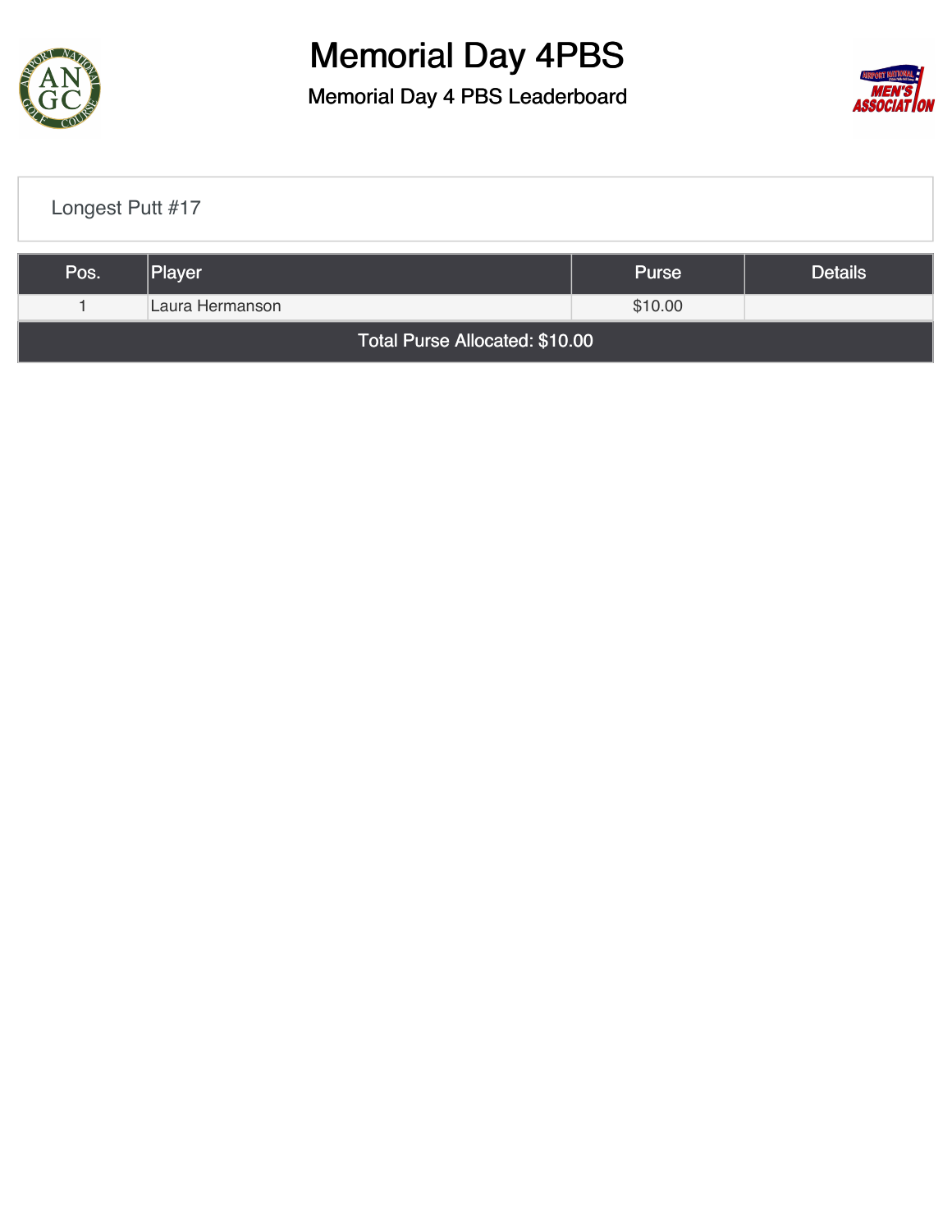# Memorial Day 4PBS

## Memorial Day 4 PBS Leaderboard

### Longest Putt #17

| Pos. | Player | Purse | Details |
|---|---|---|---|
| 1 | Laura Hermanson | $10.00 | |
| Total Purse Allocated: $10.00 | | | |